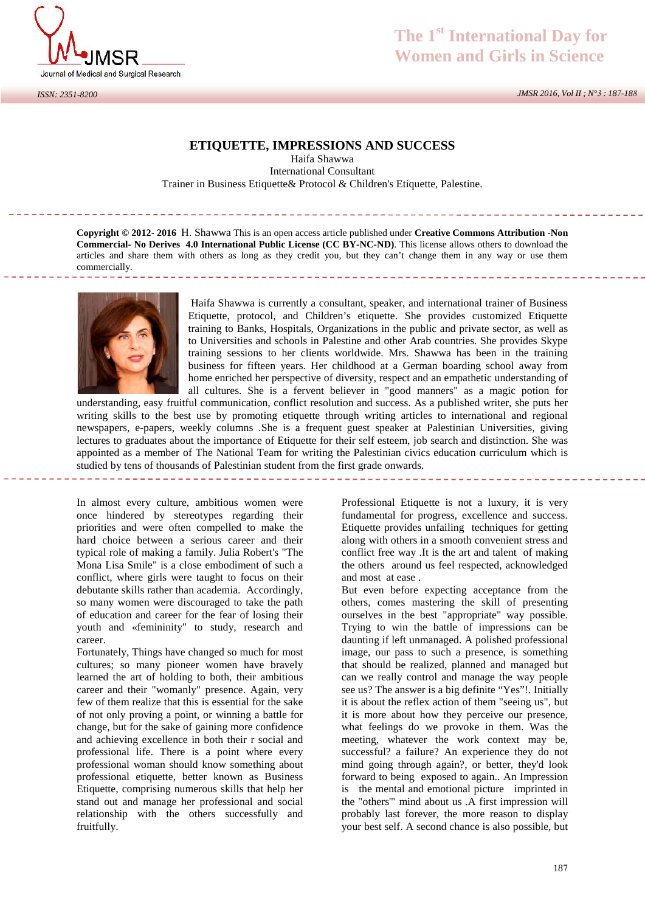# ETIQUETTE, IMPRESSIONS AND SUCCESS

Haifa Shawwa
International Consultant
Trainer in Business Etiquette& Protocol & Children's Etiquette, Palestine.

**Copyright © 2012- 2016** H. Shawwa This is an open access article published under **Creative Commons Attribution -Non Commercial- No Derives 4.0 International Public License (CC BY-NC-ND)**. This license allows others to download the articles and share them with others as long as they credit you, but they can't change them in any way or use them commercially.

Haifa Shawwa is currently a consultant, speaker, and international trainer of Business Etiquette, protocol, and Children's etiquette. She provides customized Etiquette training to Banks, Hospitals, Organizations in the public and private sector, as well as to Universities and schools in Palestine and other Arab countries. She provides Skype training sessions to her clients worldwide. Mrs. Shawwa has been in the training business for fifteen years. Her childhood at a German boarding school away from home enriched her perspective of diversity, respect and an empathetic understanding of all cultures. She is a fervent believer in "good manners" as a magic potion for understanding, easy fruitful communication, conflict resolution and success. As a published writer, she puts her writing skills to the best use by promoting etiquette through writing articles to international and regional newspapers, e-papers, weekly columns .She is a frequent guest speaker at Palestinian Universities, giving lectures to graduates about the importance of Etiquette for their self esteem, job search and distinction. She was appointed as a member of The National Team for writing the Palestinian civics education curriculum which is studied by tens of thousands of Palestinian student from the first grade onwards.

In almost every culture, ambitious women were once hindered by stereotypes regarding their priorities and were often compelled to make the hard choice between a serious career and their typical role of making a family. Julia Robert's "The Mona Lisa Smile" is a close embodiment of such a conflict, where girls were taught to focus on their debutante skills rather than academia. Accordingly, so many women were discouraged to take the path of education and career for the fear of losing their youth and «femininity" to study, research and career.

Fortunately, Things have changed so much for most cultures; so many pioneer women have bravely learned the art of holding to both, their ambitious career and their "womanly" presence. Again, very few of them realize that this is essential for the sake of not only proving a point, or winning a battle for change, but for the sake of gaining more confidence and achieving excellence in both their r social and professional life. There is a point where every professional woman should know something about professional etiquette, better known as Business Etiquette, comprising numerous skills that help her stand out and manage her professional and social relationship with the others successfully and fruitfully.

Professional Etiquette is not a luxury, it is very fundamental for progress, excellence and success. Etiquette provides unfailing techniques for getting along with others in a smooth convenient stress and conflict free way .It is the art and talent of making the others around us feel respected, acknowledged and most at ease .

But even before expecting acceptance from the others, comes mastering the skill of presenting ourselves in the best "appropriate" way possible. Trying to win the battle of impressions can be daunting if left unmanaged. A polished professional image, our pass to such a presence, is something that should be realized, planned and managed but can we really control and manage the way people see us? The answer is a big definite "Yes"!. Initially it is about the reflex action of them "seeing us", but it is more about how they perceive our presence, what feelings do we provoke in them. Was the meeting, whatever the work context may be, successful? a failure? An experience they do not mind going through again?, or better, they'd look forward to being exposed to again.. An Impression is the mental and emotional picture imprinted in the "others"' mind about us .A first impression will probably last forever, the more reason to display your best self. A second chance is also possible, but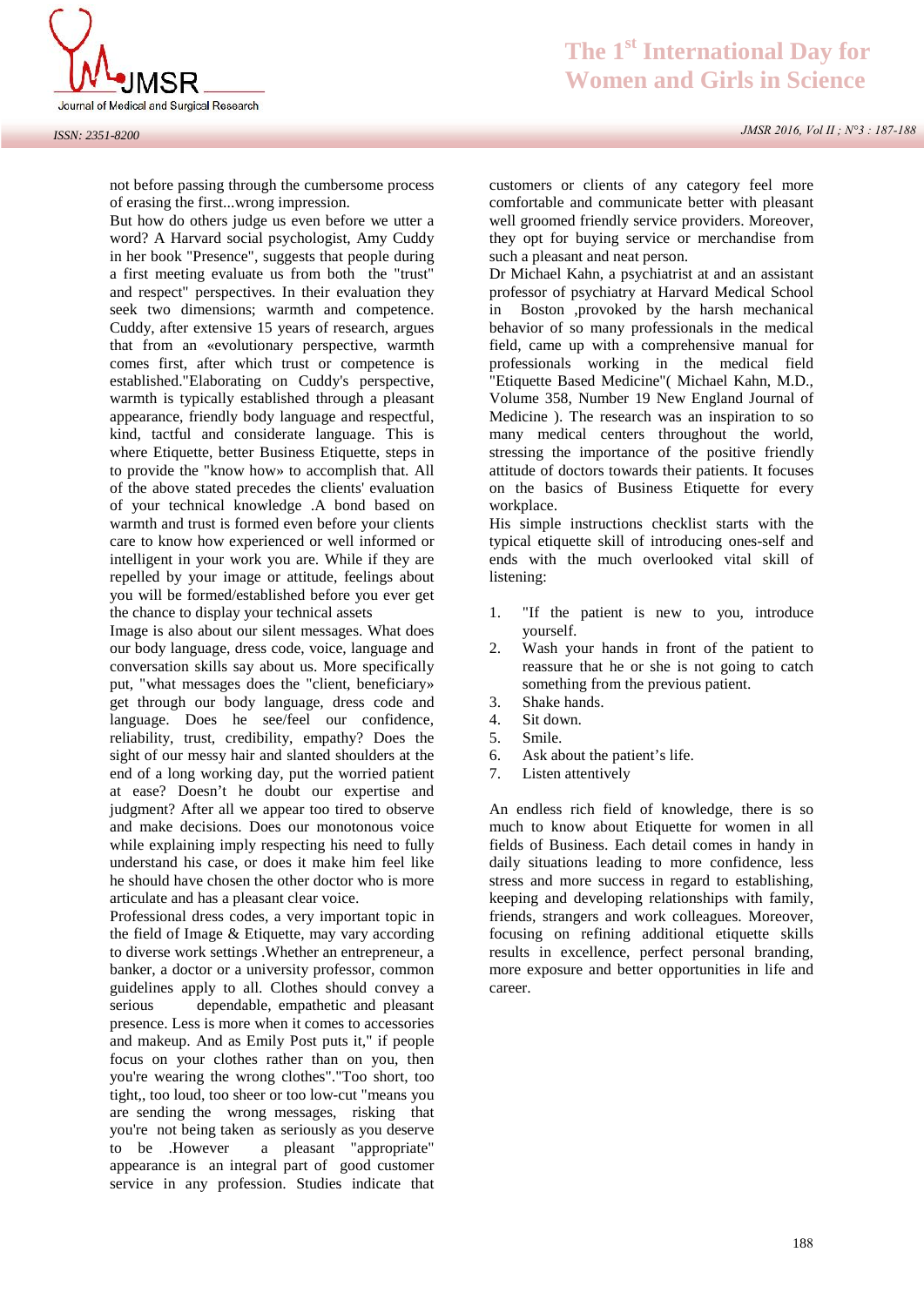not before passing through the cumbersome process of erasing the first...wrong impression.

But how do others judge us even before we utter a word? A Harvard social psychologist, Amy Cuddy in her book "Presence", suggests that people during a first meeting evaluate us from both the "trust" and respect" perspectives. In their evaluation they seek two dimensions; warmth and competence. Cuddy, after extensive 15 years of research, argues that from an «evolutionary perspective, warmth comes first, after which trust or competence is established."Elaborating on Cuddy's perspective, warmth is typically established through a pleasant appearance, friendly body language and respectful, kind, tactful and considerate language. This is where Etiquette, better Business Etiquette, steps in to provide the "know how» to accomplish that. All of the above stated precedes the clients' evaluation of your technical knowledge .A bond based on warmth and trust is formed even before your clients care to know how experienced or well informed or intelligent in your work you are. While if they are repelled by your image or attitude, feelings about you will be formed/established before you ever get the chance to display your technical assets

Image is also about our silent messages. What does our body language, dress code, voice, language and conversation skills say about us. More specifically put, "what messages does the "client, beneficiary» get through our body language, dress code and language. Does he see/feel our confidence, reliability, trust, credibility, empathy? Does the sight of our messy hair and slanted shoulders at the end of a long working day, put the worried patient at ease? Doesn't he doubt our expertise and judgment? After all we appear too tired to observe and make decisions. Does our monotonous voice while explaining imply respecting his need to fully understand his case, or does it make him feel like he should have chosen the other doctor who is more articulate and has a pleasant clear voice.

Professional dress codes, a very important topic in the field of Image & Etiquette, may vary according to diverse work settings .Whether an entrepreneur, a banker, a doctor or a university professor, common guidelines apply to all. Clothes should convey a serious dependable, empathetic and pleasant presence. Less is more when it comes to accessories and makeup. And as Emily Post puts it," if people focus on your clothes rather than on you, then you're wearing the wrong clothes"."Too short, too tight,, too loud, too sheer or too low-cut "means you are sending the wrong messages, risking that you're not being taken as seriously as you deserve to be .However a pleasant "appropriate" appearance is an integral part of good customer service in any profession. Studies indicate that customers or clients of any category feel more comfortable and communicate better with pleasant well groomed friendly service providers. Moreover, they opt for buying service or merchandise from such a pleasant and neat person.

Dr Michael Kahn, a psychiatrist at and an assistant professor of psychiatry at Harvard Medical School in Boston ,provoked by the harsh mechanical behavior of so many professionals in the medical field, came up with a comprehensive manual for professionals working in the medical field "Etiquette Based Medicine"( Michael Kahn, M.D., Volume 358, Number 19 New England Journal of Medicine ). The research was an inspiration to so many medical centers throughout the world, stressing the importance of the positive friendly attitude of doctors towards their patients. It focuses on the basics of Business Etiquette for every workplace.

His simple instructions checklist starts with the typical etiquette skill of introducing ones-self and ends with the much overlooked vital skill of listening:

1. "If the patient is new to you, introduce yourself.
2. Wash your hands in front of the patient to reassure that he or she is not going to catch something from the previous patient.
3. Shake hands.
4. Sit down.
5. Smile.
6. Ask about the patient's life.
7. Listen attentively

An endless rich field of knowledge, there is so much to know about Etiquette for women in all fields of Business. Each detail comes in handy in daily situations leading to more confidence, less stress and more success in regard to establishing, keeping and developing relationships with family, friends, strangers and work colleagues. Moreover, focusing on refining additional etiquette skills results in excellence, perfect personal branding, more exposure and better opportunities in life and career.